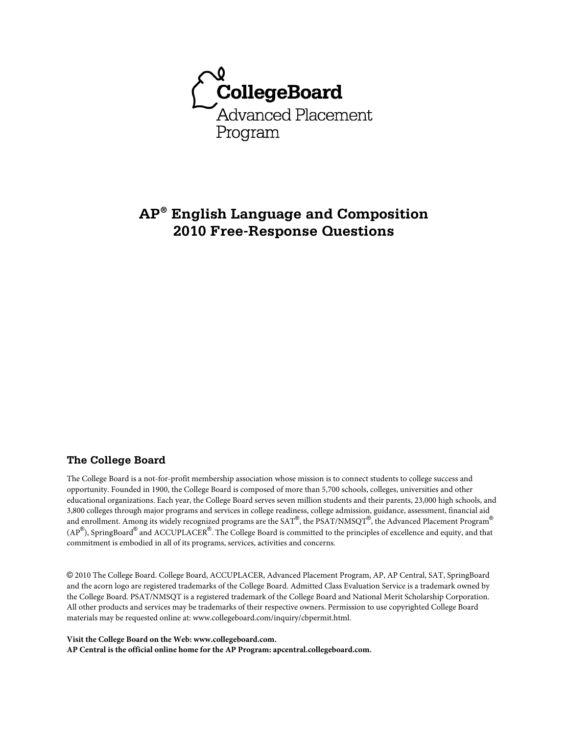CollegeBoard

Advanced Placement Program

# AP® English Language and Composition 2010 Free-Response Questions

## The College Board

The College Board is a not-for-profit membership association whose mission is to connect students to college success and opportunity. Founded in 1900, the College Board is composed of more than 5,700 schools, colleges, universities and other educational organizations. Each year, the College Board serves seven million students and their parents, 23,000 high schools, and 3,800 colleges through major programs and services in college readiness, college admission, guidance, assessment, financial aid and enrollment. Among its widely recognized programs are the SAT®, the PSAT/NMSQT®, the Advanced Placement Program® (AP®), SpringBoard® and ACCUPLACER®. The College Board is committed to the principles of excellence and equity, and that commitment is embodied in all of its programs, services, activities and concerns.

© 2010 The College Board. College Board, ACCUPLACER, Advanced Placement Program, AP, AP Central, SAT, SpringBoard and the acorn logo are registered trademarks of the College Board. Admitted Class Evaluation Service is a trademark owned by the College Board. PSAT/NMSQT is a registered trademark of the College Board and National Merit Scholarship Corporation. All other products and services may be trademarks of their respective owners. Permission to use copyrighted College Board materials may be requested online at: www.collegeboard.com/inquiry/cbpermit.html.

**Visit the College Board on the Web: www.collegeboard.com.**
**AP Central is the official online home for the AP Program: apcentral.collegeboard.com.**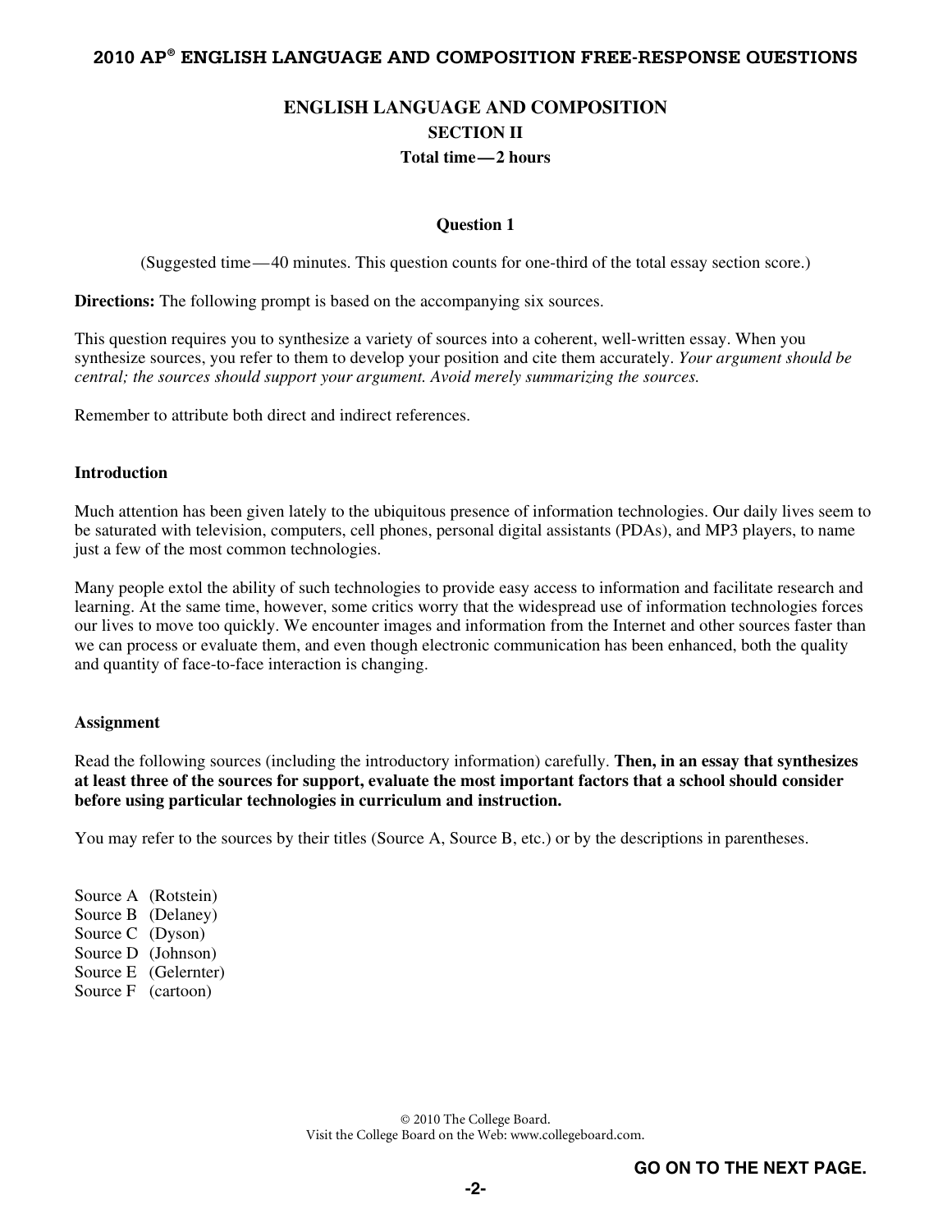# ENGLISH LANGUAGE AND COMPOSITION

## SECTION II

**Total time — 2 hours**

### Question 1

(Suggested time — 40 minutes. This question counts for one-third of the total essay section score.)

**Directions:** The following prompt is based on the accompanying six sources.

This question requires you to synthesize a variety of sources into a coherent, well-written essay. When you synthesize sources, you refer to them to develop your position and cite them accurately. *Your argument should be central; the sources should support your argument. Avoid merely summarizing the sources.*

Remember to attribute both direct and indirect references.

**Introduction**

Much attention has been given lately to the ubiquitous presence of information technologies. Our daily lives seem to be saturated with television, computers, cell phones, personal digital assistants (PDAs), and MP3 players, to name just a few of the most common technologies.

Many people extol the ability of such technologies to provide easy access to information and facilitate research and learning. At the same time, however, some critics worry that the widespread use of information technologies forces our lives to move too quickly. We encounter images and information from the Internet and other sources faster than we can process or evaluate them, and even though electronic communication has been enhanced, both the quality and quantity of face-to-face interaction is changing.

**Assignment**

Read the following sources (including the introductory information) carefully. **Then, in an essay that synthesizes at least three of the sources for support, evaluate the most important factors that a school should consider before using particular technologies in curriculum and instruction.**

You may refer to the sources by their titles (Source A, Source B, etc.) or by the descriptions in parentheses.

Source A (Rotstein)
Source B (Delaney)
Source C (Dyson)
Source D (Johnson)
Source E (Gelernter)
Source F (cartoon)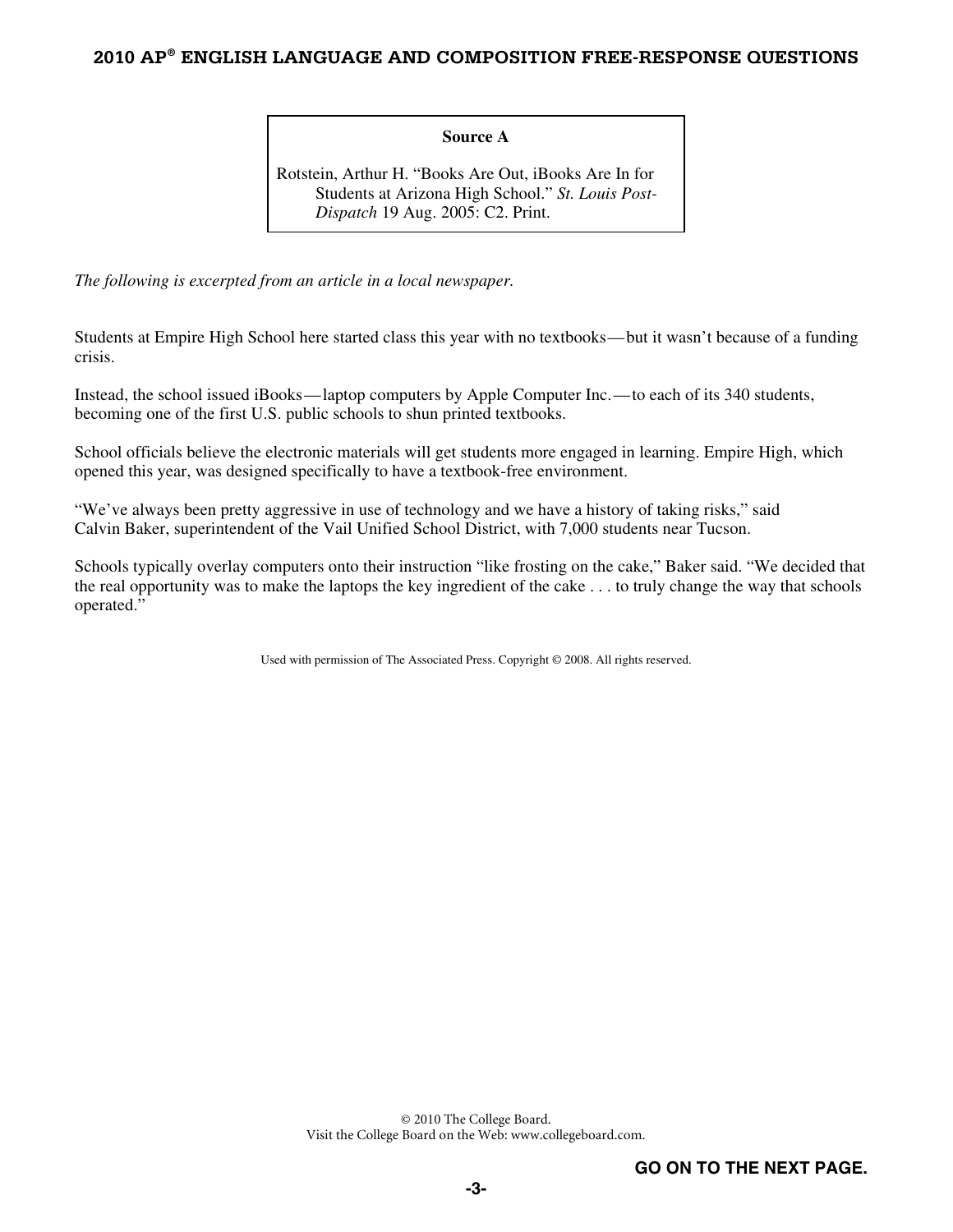**Source A**

Rotstein, Arthur H. "Books Are Out, iBooks Are In for Students at Arizona High School." *St. Louis Post-Dispatch* 19 Aug. 2005: C2. Print.

*The following is excerpted from an article in a local newspaper.*

Students at Empire High School here started class this year with no textbooks—but it wasn't because of a funding crisis.

Instead, the school issued iBooks—laptop computers by Apple Computer Inc.—to each of its 340 students, becoming one of the first U.S. public schools to shun printed textbooks.

School officials believe the electronic materials will get students more engaged in learning. Empire High, which opened this year, was designed specifically to have a textbook-free environment.

"We've always been pretty aggressive in use of technology and we have a history of taking risks," said Calvin Baker, superintendent of the Vail Unified School District, with 7,000 students near Tucson.

Schools typically overlay computers onto their instruction "like frosting on the cake," Baker said. "We decided that the real opportunity was to make the laptops the key ingredient of the cake . . . to truly change the way that schools operated."

Used with permission of The Associated Press. Copyright © 2008. All rights reserved.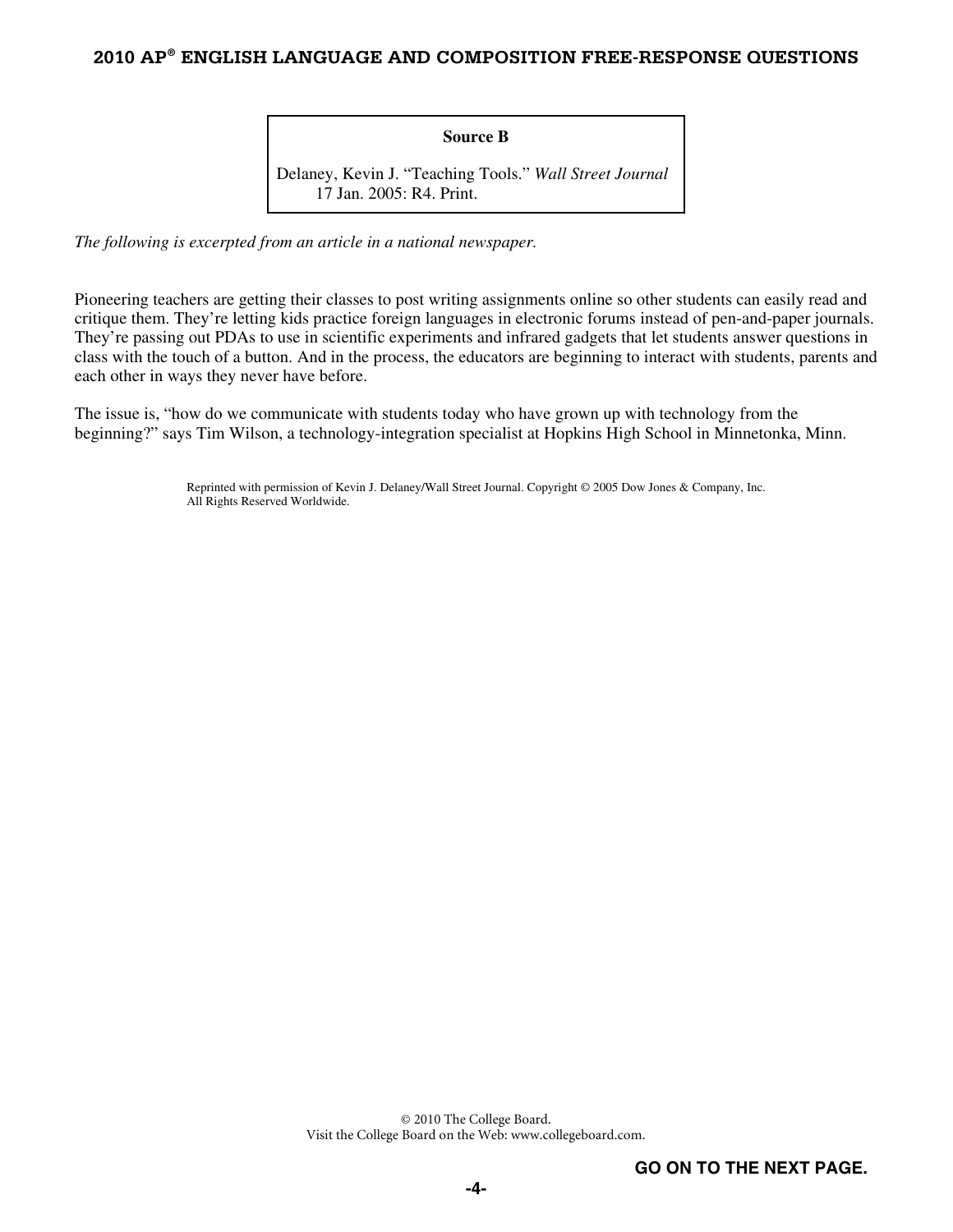**Source B**

Delaney, Kevin J. "Teaching Tools." *Wall Street Journal* 17 Jan. 2005: R4. Print.

*The following is excerpted from an article in a national newspaper.*

Pioneering teachers are getting their classes to post writing assignments online so other students can easily read and critique them. They're letting kids practice foreign languages in electronic forums instead of pen-and-paper journals. They're passing out PDAs to use in scientific experiments and infrared gadgets that let students answer questions in class with the touch of a button. And in the process, the educators are beginning to interact with students, parents and each other in ways they never have before.

The issue is, "how do we communicate with students today who have grown up with technology from the beginning?" says Tim Wilson, a technology-integration specialist at Hopkins High School in Minnetonka, Minn.

Reprinted with permission of Kevin J. Delaney/Wall Street Journal. Copyright © 2005 Dow Jones & Company, Inc. All Rights Reserved Worldwide.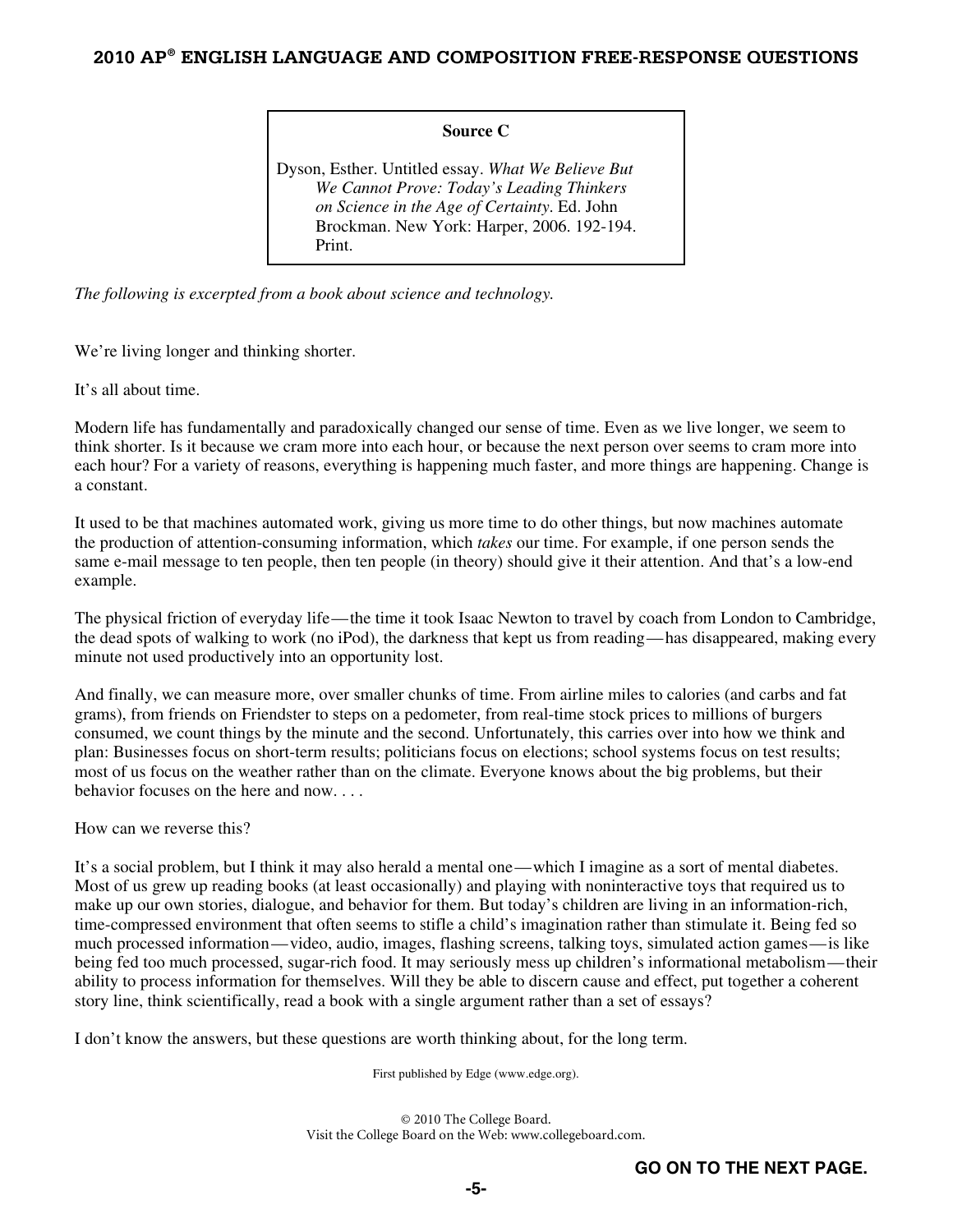**Source C**

Dyson, Esther. Untitled essay. *What We Believe But We Cannot Prove: Today's Leading Thinkers on Science in the Age of Certainty*. Ed. John Brockman. New York: Harper, 2006. 192-194. Print.

*The following is excerpted from a book about science and technology.*

We're living longer and thinking shorter.

It's all about time.

Modern life has fundamentally and paradoxically changed our sense of time. Even as we live longer, we seem to think shorter. Is it because we cram more into each hour, or because the next person over seems to cram more into each hour? For a variety of reasons, everything is happening much faster, and more things are happening. Change is a constant.

It used to be that machines automated work, giving us more time to do other things, but now machines automate the production of attention-consuming information, which *takes* our time. For example, if one person sends the same e-mail message to ten people, then ten people (in theory) should give it their attention. And that's a low-end example.

The physical friction of everyday life—the time it took Isaac Newton to travel by coach from London to Cambridge, the dead spots of walking to work (no iPod), the darkness that kept us from reading—has disappeared, making every minute not used productively into an opportunity lost.

And finally, we can measure more, over smaller chunks of time. From airline miles to calories (and carbs and fat grams), from friends on Friendster to steps on a pedometer, from real-time stock prices to millions of burgers consumed, we count things by the minute and the second. Unfortunately, this carries over into how we think and plan: Businesses focus on short-term results; politicians focus on elections; school systems focus on test results; most of us focus on the weather rather than on the climate. Everyone knows about the big problems, but their behavior focuses on the here and now. . . .

How can we reverse this?

It's a social problem, but I think it may also herald a mental one—which I imagine as a sort of mental diabetes. Most of us grew up reading books (at least occasionally) and playing with noninteractive toys that required us to make up our own stories, dialogue, and behavior for them. But today's children are living in an information-rich, time-compressed environment that often seems to stifle a child's imagination rather than stimulate it. Being fed so much processed information—video, audio, images, flashing screens, talking toys, simulated action games—is like being fed too much processed, sugar-rich food. It may seriously mess up children's informational metabolism—their ability to process information for themselves. Will they be able to discern cause and effect, put together a coherent story line, think scientifically, read a book with a single argument rather than a set of essays?

I don't know the answers, but these questions are worth thinking about, for the long term.

First published by Edge (www.edge.org).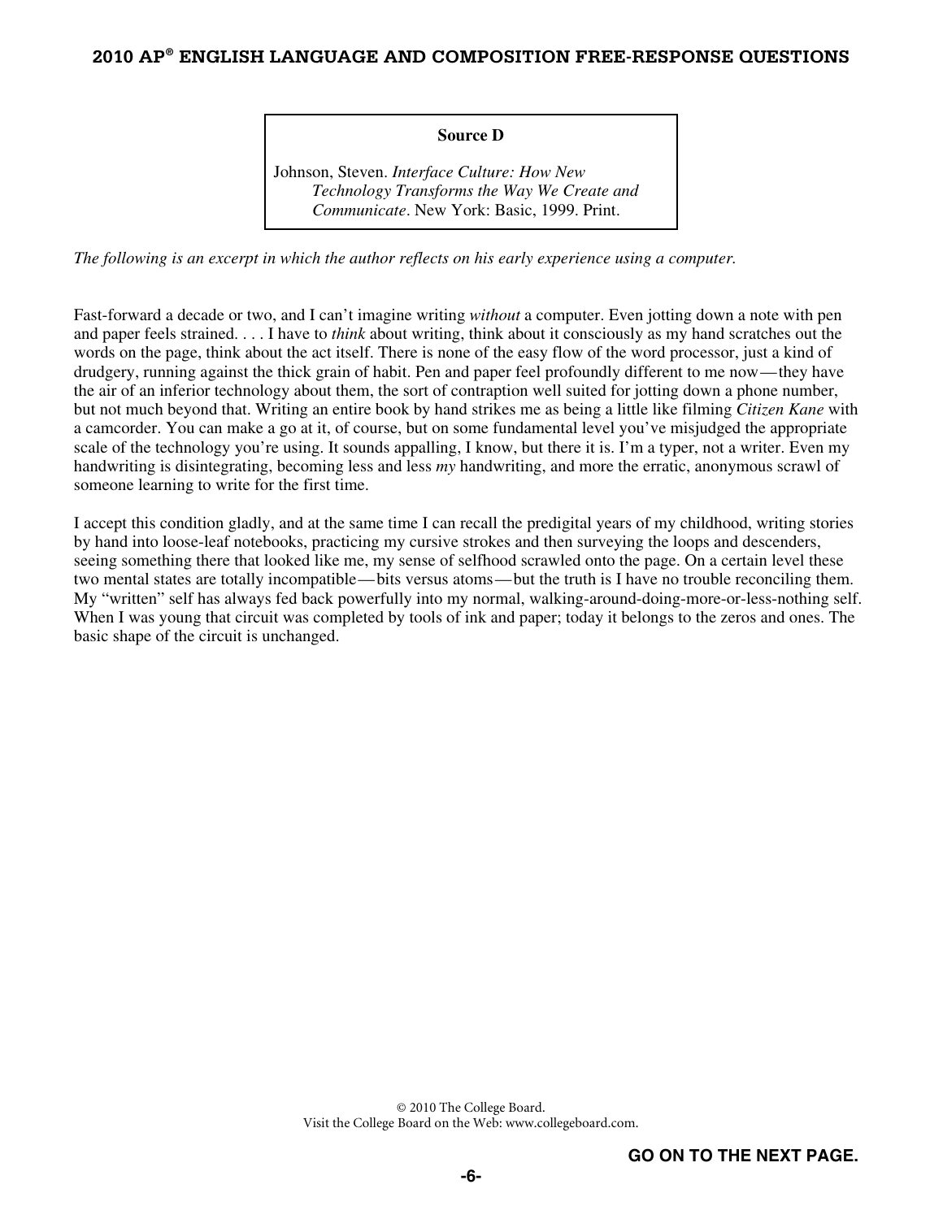**Source D**

Johnson, Steven. *Interface Culture: How New Technology Transforms the Way We Create and Communicate*. New York: Basic, 1999. Print.

*The following is an excerpt in which the author reflects on his early experience using a computer.*

Fast-forward a decade or two, and I can't imagine writing *without* a computer. Even jotting down a note with pen and paper feels strained. . . . I have to *think* about writing, think about it consciously as my hand scratches out the words on the page, think about the act itself. There is none of the easy flow of the word processor, just a kind of drudgery, running against the thick grain of habit. Pen and paper feel profoundly different to me now—they have the air of an inferior technology about them, the sort of contraption well suited for jotting down a phone number, but not much beyond that. Writing an entire book by hand strikes me as being a little like filming *Citizen Kane* with a camcorder. You can make a go at it, of course, but on some fundamental level you've misjudged the appropriate scale of the technology you're using. It sounds appalling, I know, but there it is. I'm a typer, not a writer. Even my handwriting is disintegrating, becoming less and less *my* handwriting, and more the erratic, anonymous scrawl of someone learning to write for the first time.

I accept this condition gladly, and at the same time I can recall the predigital years of my childhood, writing stories by hand into loose-leaf notebooks, practicing my cursive strokes and then surveying the loops and descenders, seeing something there that looked like me, my sense of selfhood scrawled onto the page. On a certain level these two mental states are totally incompatible—bits versus atoms—but the truth is I have no trouble reconciling them. My "written" self has always fed back powerfully into my normal, walking-around-doing-more-or-less-nothing self. When I was young that circuit was completed by tools of ink and paper; today it belongs to the zeros and ones. The basic shape of the circuit is unchanged.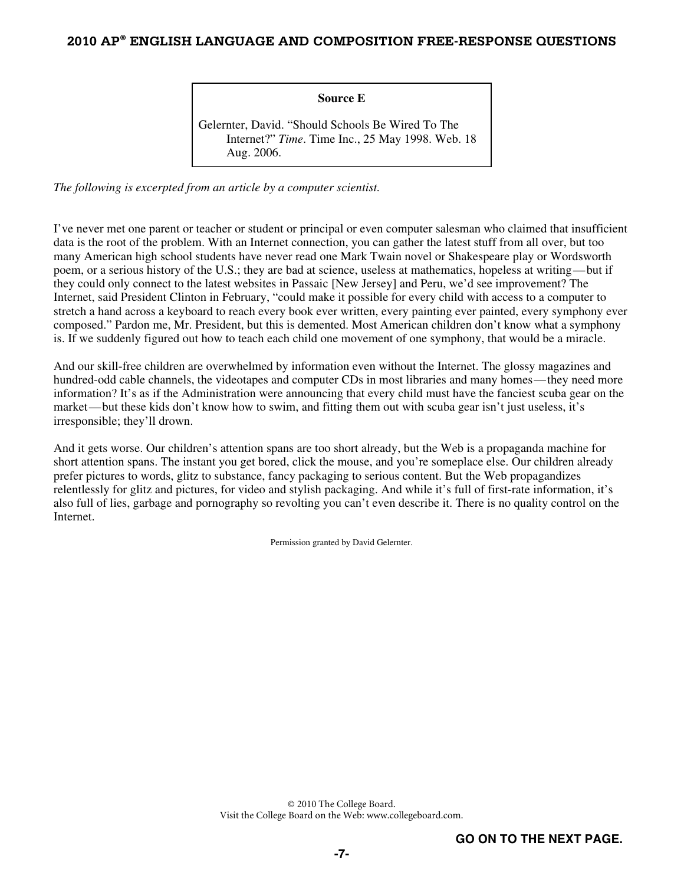**Source E**

Gelernter, David. "Should Schools Be Wired To The Internet?" *Time*. Time Inc., 25 May 1998. Web. 18 Aug. 2006.

*The following is excerpted from an article by a computer scientist.*

I've never met one parent or teacher or student or principal or even computer salesman who claimed that insufficient data is the root of the problem. With an Internet connection, you can gather the latest stuff from all over, but too many American high school students have never read one Mark Twain novel or Shakespeare play or Wordsworth poem, or a serious history of the U.S.; they are bad at science, useless at mathematics, hopeless at writing—but if they could only connect to the latest websites in Passaic [New Jersey] and Peru, we'd see improvement? The Internet, said President Clinton in February, "could make it possible for every child with access to a computer to stretch a hand across a keyboard to reach every book ever written, every painting ever painted, every symphony ever composed." Pardon me, Mr. President, but this is demented. Most American children don't know what a symphony is. If we suddenly figured out how to teach each child one movement of one symphony, that would be a miracle.

And our skill-free children are overwhelmed by information even without the Internet. The glossy magazines and hundred-odd cable channels, the videotapes and computer CDs in most libraries and many homes—they need more information? It's as if the Administration were announcing that every child must have the fanciest scuba gear on the market—but these kids don't know how to swim, and fitting them out with scuba gear isn't just useless, it's irresponsible; they'll drown.

And it gets worse. Our children's attention spans are too short already, but the Web is a propaganda machine for short attention spans. The instant you get bored, click the mouse, and you're someplace else. Our children already prefer pictures to words, glitz to substance, fancy packaging to serious content. But the Web propagandizes relentlessly for glitz and pictures, for video and stylish packaging. And while it's full of first-rate information, it's also full of lies, garbage and pornography so revolting you can't even describe it. There is no quality control on the Internet.

Permission granted by David Gelernter.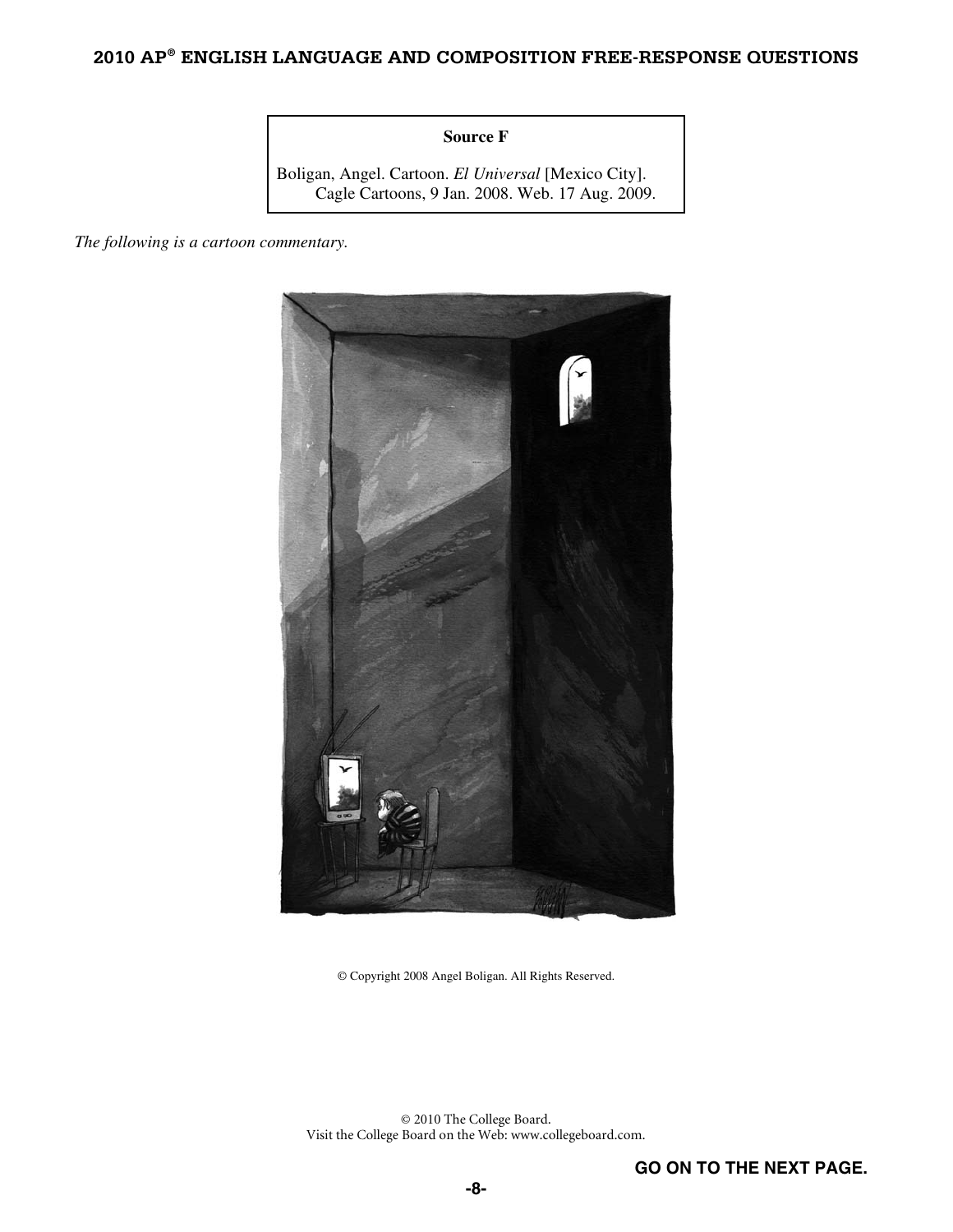**Source F**

Boligan, Angel. Cartoon. *El Universal* [Mexico City].
Cagle Cartoons, 9 Jan. 2008. Web. 17 Aug. 2009.

*The following is a cartoon commentary.*

© Copyright 2008 Angel Boligan. All Rights Reserved.

© 2010 The College Board.
Visit the College Board on the Web: www.collegeboard.com.

**GO ON TO THE NEXT PAGE.**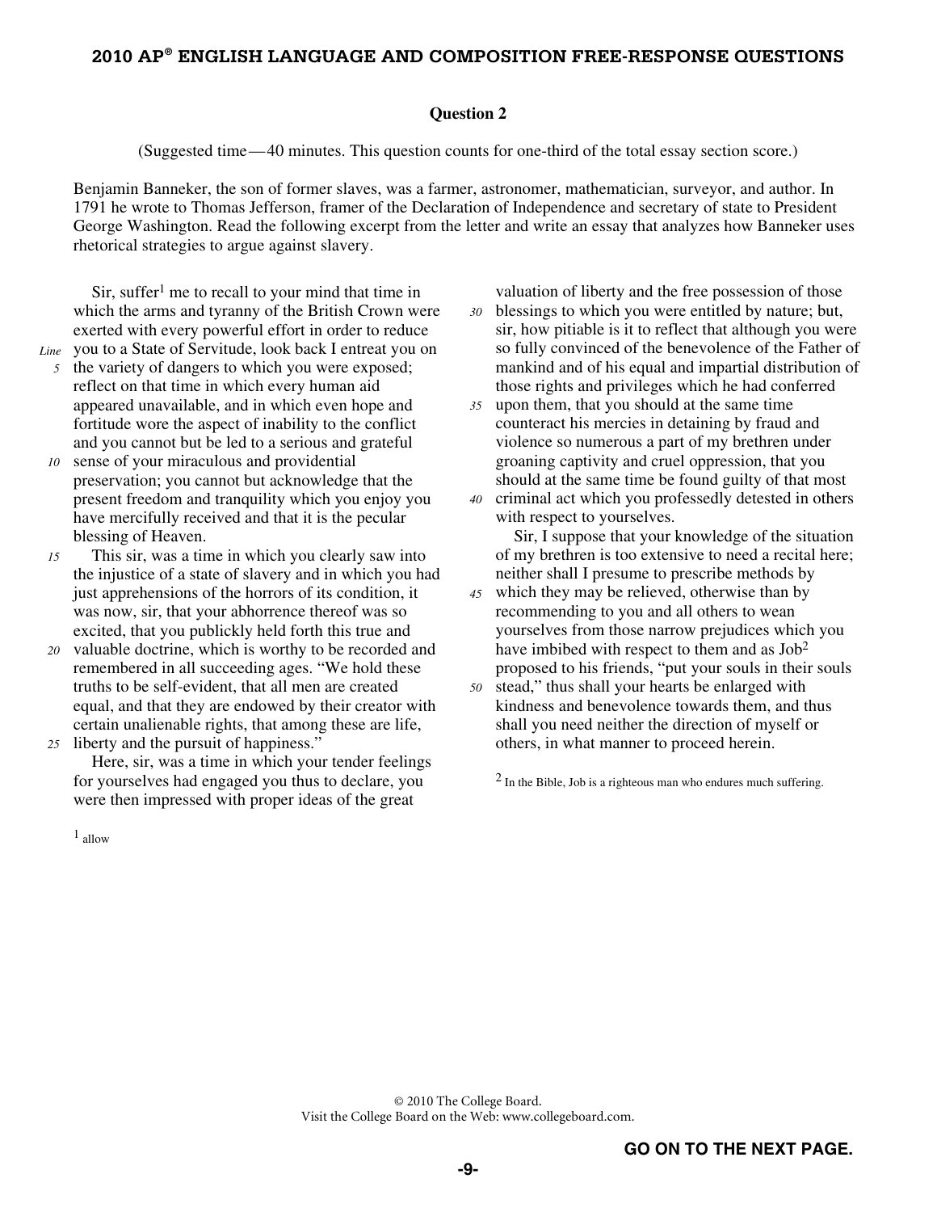## Question 2

(Suggested time—40 minutes. This question counts for one-third of the total essay section score.)

Benjamin Banneker, the son of former slaves, was a farmer, astronomer, mathematician, surveyor, and author. In 1791 he wrote to Thomas Jefferson, framer of the Declaration of Independence and secretary of state to President George Washington. Read the following excerpt from the letter and write an essay that analyzes how Banneker uses rhetorical strategies to argue against slavery.

Sir, suffer[1] me to recall to your mind that time in which the arms and tyranny of the British Crown were exerted with every powerful effort in order to reduce you to a State of Servitude, look back I entreat you on the variety of dangers to which you were exposed; reflect on that time in which every human aid appeared unavailable, and in which even hope and fortitude wore the aspect of inability to the conflict and you cannot but be led to a serious and grateful sense of your miraculous and providential preservation; you cannot but acknowledge that the present freedom and tranquility which you enjoy you have mercifully received and that it is the pecular blessing of Heaven.

This sir, was a time in which you clearly saw into the injustice of a state of slavery and in which you had just apprehensions of the horrors of its condition, it was now, sir, that your abhorrence thereof was so excited, that you publickly held forth this true and valuable doctrine, which is worthy to be recorded and remembered in all succeeding ages. "We hold these truths to be self-evident, that all men are created equal, and that they are endowed by their creator with certain unalienable rights, that among these are life, liberty and the pursuit of happiness."

Here, sir, was a time in which your tender feelings for yourselves had engaged you thus to declare, you were then impressed with proper ideas of the great valuation of liberty and the free possession of those blessings to which you were entitled by nature; but, sir, how pitiable is it to reflect that although you were so fully convinced of the benevolence of the Father of mankind and of his equal and impartial distribution of those rights and privileges which he had conferred upon them, that you should at the same time counteract his mercies in detaining by fraud and violence so numerous a part of my brethren under groaning captivity and cruel oppression, that you should at the same time be found guilty of that most criminal act which you professedly detested in others with respect to yourselves.

Sir, I suppose that your knowledge of the situation of my brethren is too extensive to need a recital here; neither shall I presume to prescribe methods by which they may be relieved, otherwise than by recommending to you and all others to wean yourselves from those narrow prejudices which you have imbibed with respect to them and as Job[2] proposed to his friends, "put your souls in their souls stead," thus shall your hearts be enlarged with kindness and benevolence towards them, and thus shall you need neither the direction of myself or others, in what manner to proceed herein.

[1] allow

[2] In the Bible, Job is a righteous man who endures much suffering.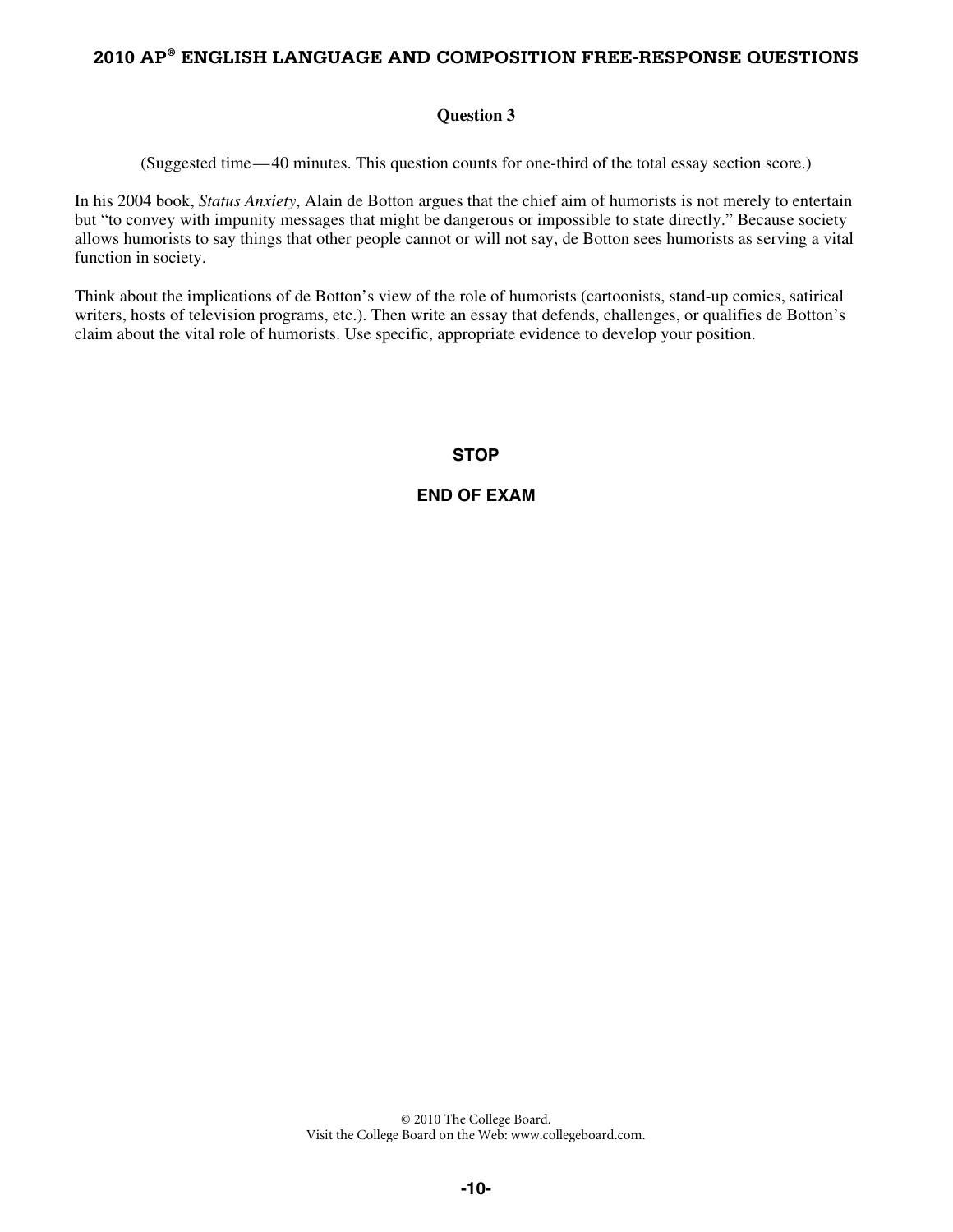## Question 3

(Suggested time—40 minutes. This question counts for one-third of the total essay section score.)

In his 2004 book, *Status Anxiety*, Alain de Botton argues that the chief aim of humorists is not merely to entertain but "to convey with impunity messages that might be dangerous or impossible to state directly." Because society allows humorists to say things that other people cannot or will not say, de Botton sees humorists as serving a vital function in society.

Think about the implications of de Botton's view of the role of humorists (cartoonists, stand-up comics, satirical writers, hosts of television programs, etc.). Then write an essay that defends, challenges, or qualifies de Botton's claim about the vital role of humorists. Use specific, appropriate evidence to develop your position.

**STOP**

**END OF EXAM**

© 2010 The College Board.
Visit the College Board on the Web: www.collegeboard.com.